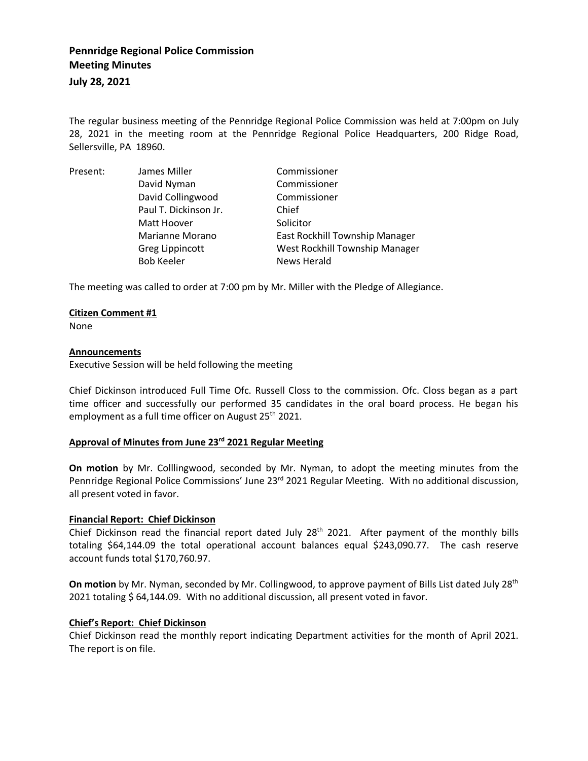# Pennridge Regional Police Commission
## Meeting Minutes
### July 28, 2021

The regular business meeting of the Pennridge Regional Police Commission was held at 7:00pm on July 28, 2021 in the meeting room at the Pennridge Regional Police Headquarters, 200 Ridge Road, Sellersville, PA 18960.

| Present: | James Miller | Commissioner |
|---|---|---|
| | David Nyman | Commissioner |
| | David Collingwood | Commissioner |
| | Paul T. Dickinson Jr. | Chief |
| | Matt Hoover | Solicitor |
| | Marianne Morano | East Rockhill Township Manager |
| | Greg Lippincott | West Rockhill Township Manager |
| | Bob Keeler | News Herald |

The meeting was called to order at 7:00 pm by Mr. Miller with the Pledge of Allegiance.

**Citizen Comment #1**

None

**Announcements**

Executive Session will be held following the meeting

Chief Dickinson introduced Full Time Ofc. Russell Closs to the commission. Ofc. Closs began as a part time officer and successfully our performed 35 candidates in the oral board process. He began his employment as a full time officer on August 25th 2021.

**Approval of Minutes from June 23rd 2021 Regular Meeting**

**On motion** by Mr. Colllingwood, seconded by Mr. Nyman, to adopt the meeting minutes from the Pennridge Regional Police Commissions' June 23rd 2021 Regular Meeting. With no additional discussion, all present voted in favor.

**Financial Report: Chief Dickinson**

Chief Dickinson read the financial report dated July 28th 2021. After payment of the monthly bills totaling $64,144.09 the total operational account balances equal $243,090.77. The cash reserve account funds total $170,760.97.

**On motion** by Mr. Nyman, seconded by Mr. Collingwood, to approve payment of Bills List dated July 28th 2021 totaling $ 64,144.09. With no additional discussion, all present voted in favor.

**Chief's Report: Chief Dickinson**

Chief Dickinson read the monthly report indicating Department activities for the month of April 2021. The report is on file.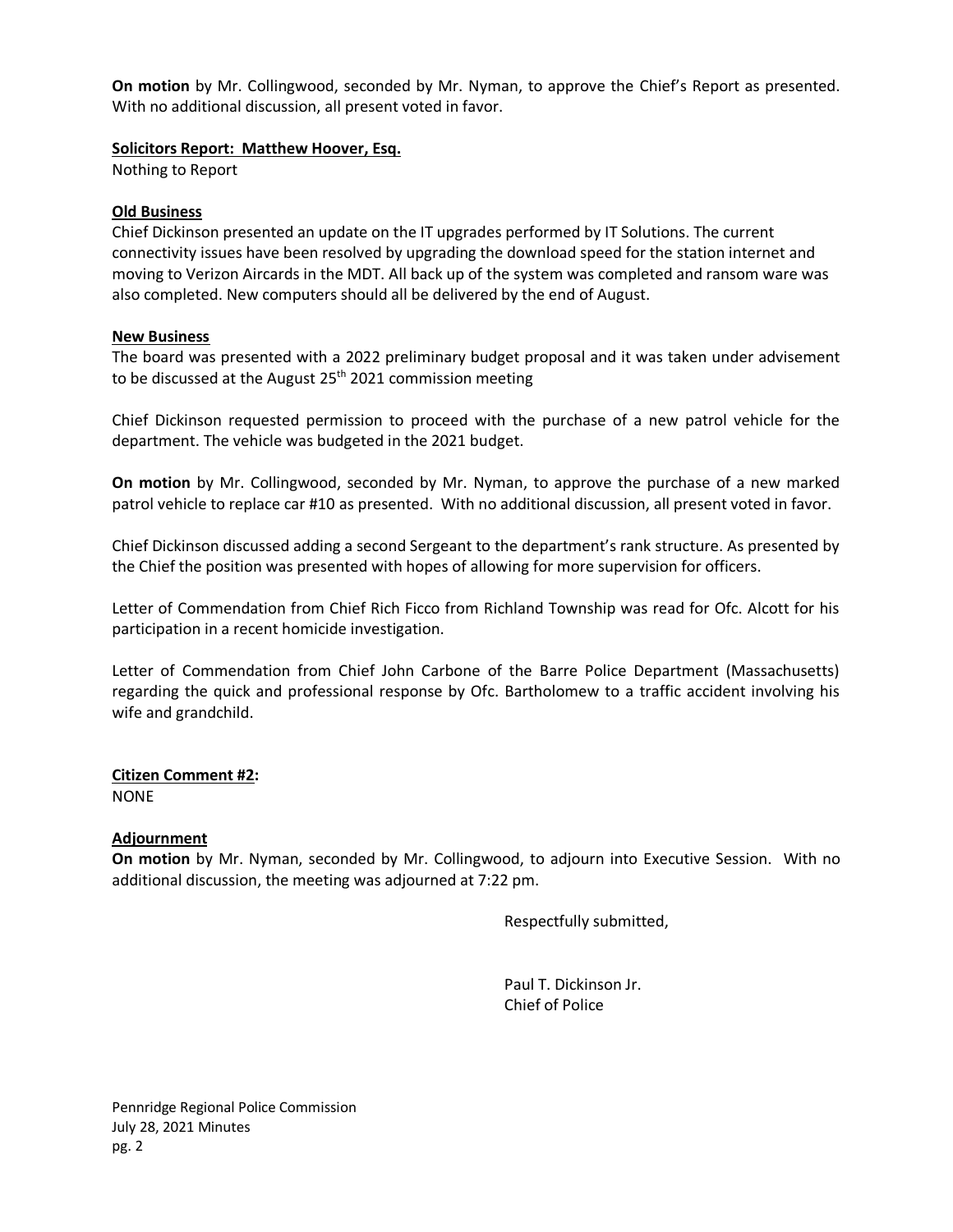**On motion** by Mr. Collingwood, seconded by Mr. Nyman, to approve the Chief's Report as presented. With no additional discussion, all present voted in favor.

**Solicitors Report: Matthew Hoover, Esq.**

Nothing to Report

**Old Business**

Chief Dickinson presented an update on the IT upgrades performed by IT Solutions. The current connectivity issues have been resolved by upgrading the download speed for the station internet and moving to Verizon Aircards in the MDT. All back up of the system was completed and ransom ware was also completed. New computers should all be delivered by the end of August.

**New Business**

The board was presented with a 2022 preliminary budget proposal and it was taken under advisement to be discussed at the August 25th 2021 commission meeting

Chief Dickinson requested permission to proceed with the purchase of a new patrol vehicle for the department. The vehicle was budgeted in the 2021 budget.

**On motion** by Mr. Collingwood, seconded by Mr. Nyman, to approve the purchase of a new marked patrol vehicle to replace car #10 as presented. With no additional discussion, all present voted in favor.

Chief Dickinson discussed adding a second Sergeant to the department's rank structure. As presented by the Chief the position was presented with hopes of allowing for more supervision for officers.

Letter of Commendation from Chief Rich Ficco from Richland Township was read for Ofc. Alcott for his participation in a recent homicide investigation.

Letter of Commendation from Chief John Carbone of the Barre Police Department (Massachusetts) regarding the quick and professional response by Ofc. Bartholomew to a traffic accident involving his wife and grandchild.

**Citizen Comment #2:**

NONE

**Adjournment**

**On motion** by Mr. Nyman, seconded by Mr. Collingwood, to adjourn into Executive Session. With no additional discussion, the meeting was adjourned at 7:22 pm.

Respectfully submitted,

Paul T. Dickinson Jr.
Chief of Police

Pennridge Regional Police Commission
July 28, 2021 Minutes